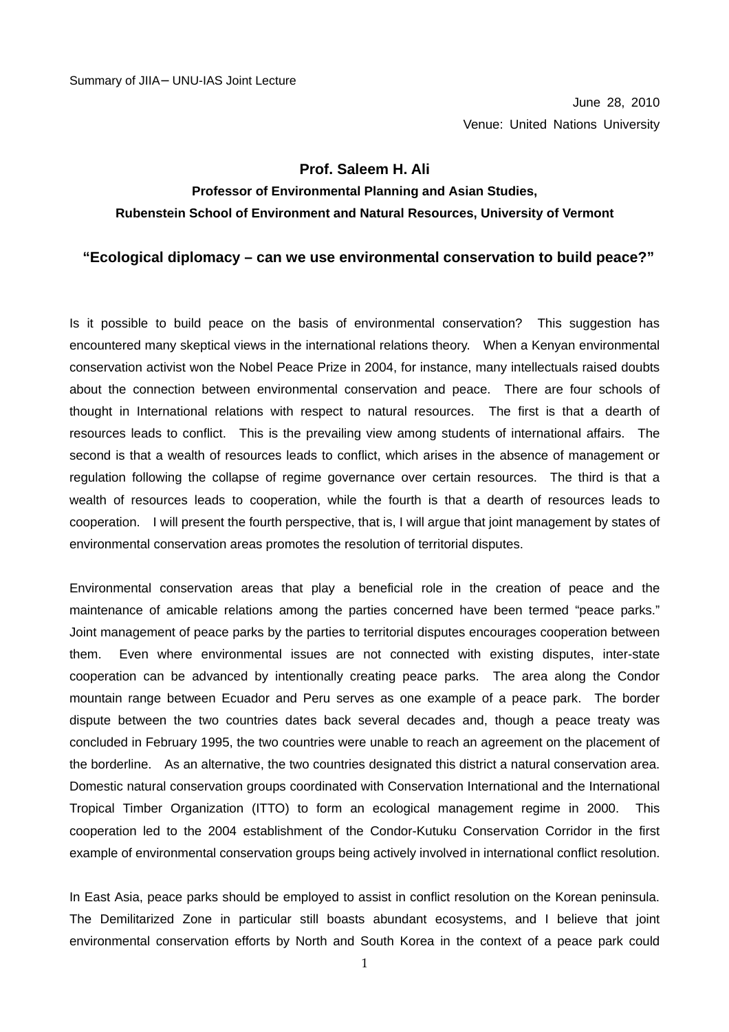Summary of JIIA－UNU-IAS Joint Lecture

June 28, 2010

Venue: United Nations University

# Prof. Saleem H. Ali

### Professor of Environmental Planning and Asian Studies, Rubenstein School of Environment and Natural Resources, University of Vermont

## "Ecological diplomacy – can we use environmental conservation to build peace?"

Is it possible to build peace on the basis of environmental conservation? This suggestion has encountered many skeptical views in the international relations theory. When a Kenyan environmental conservation activist won the Nobel Peace Prize in 2004, for instance, many intellectuals raised doubts about the connection between environmental conservation and peace. There are four schools of thought in International relations with respect to natural resources. The first is that a dearth of resources leads to conflict. This is the prevailing view among students of international affairs. The second is that a wealth of resources leads to conflict, which arises in the absence of management or regulation following the collapse of regime governance over certain resources. The third is that a wealth of resources leads to cooperation, while the fourth is that a dearth of resources leads to cooperation. I will present the fourth perspective, that is, I will argue that joint management by states of environmental conservation areas promotes the resolution of territorial disputes.

Environmental conservation areas that play a beneficial role in the creation of peace and the maintenance of amicable relations among the parties concerned have been termed "peace parks." Joint management of peace parks by the parties to territorial disputes encourages cooperation between them. Even where environmental issues are not connected with existing disputes, inter-state cooperation can be advanced by intentionally creating peace parks. The area along the Condor mountain range between Ecuador and Peru serves as one example of a peace park. The border dispute between the two countries dates back several decades and, though a peace treaty was concluded in February 1995, the two countries were unable to reach an agreement on the placement of the borderline. As an alternative, the two countries designated this district a natural conservation area. Domestic natural conservation groups coordinated with Conservation International and the International Tropical Timber Organization (ITTO) to form an ecological management regime in 2000. This cooperation led to the 2004 establishment of the Condor-Kutuku Conservation Corridor in the first example of environmental conservation groups being actively involved in international conflict resolution.

In East Asia, peace parks should be employed to assist in conflict resolution on the Korean peninsula. The Demilitarized Zone in particular still boasts abundant ecosystems, and I believe that joint environmental conservation efforts by North and South Korea in the context of a peace park could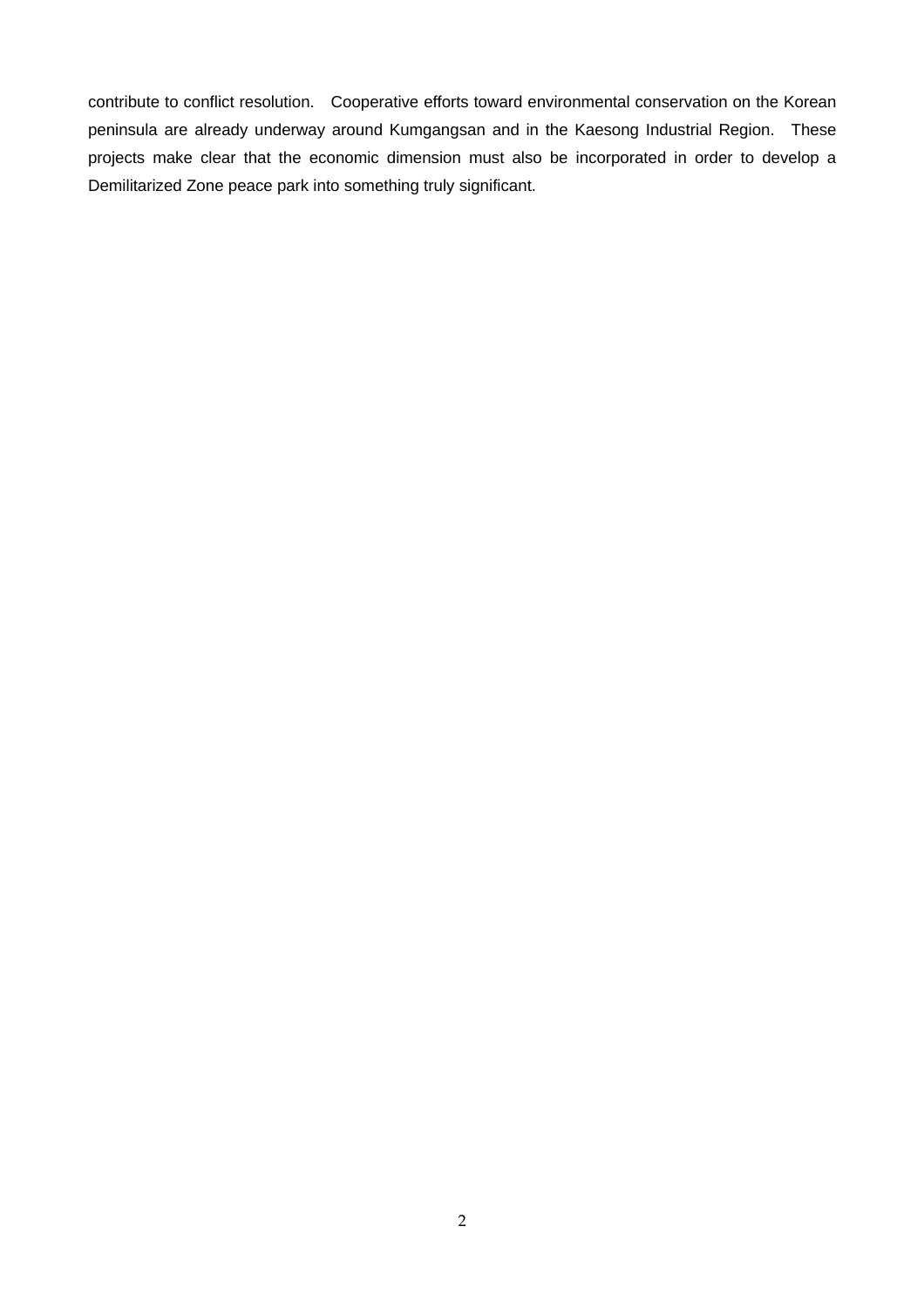contribute to conflict resolution. Cooperative efforts toward environmental conservation on the Korean peninsula are already underway around Kumgangsan and in the Kaesong Industrial Region. These projects make clear that the economic dimension must also be incorporated in order to develop a Demilitarized Zone peace park into something truly significant.